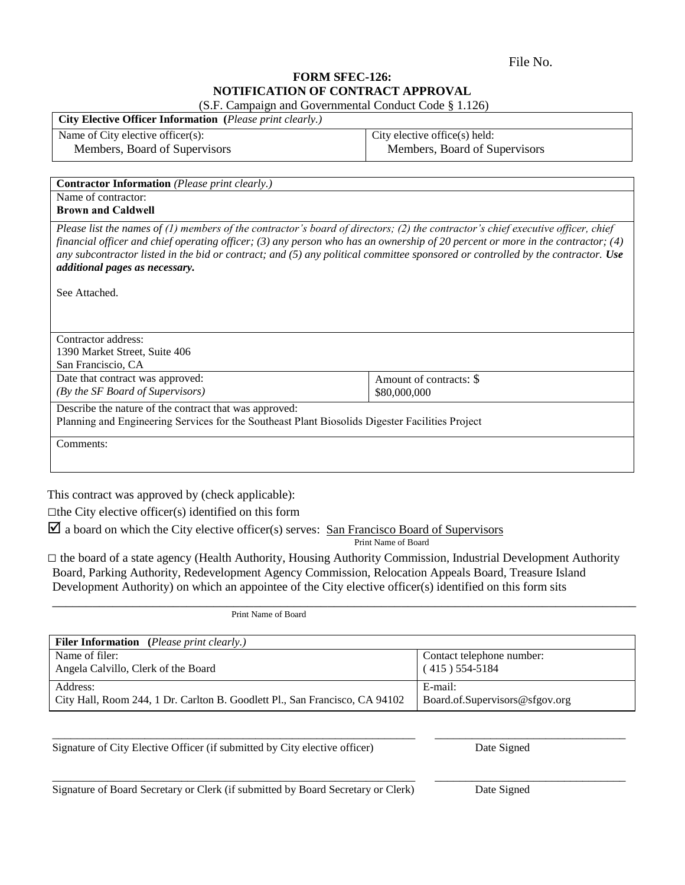File No.

# FORM SFEC-126:
# NOTIFICATION OF CONTRACT APPROVAL

(S.F. Campaign and Governmental Conduct Code § 1.126)

| **City Elective Officer Information** (*Please print clearly.*) | |
|---|---|
| Name of City elective officer(s):<br>Members, Board of Supervisors | City elective office(s) held:<br>Members, Board of Supervisors |

| **Contractor Information** *(Please print clearly.)* | |
|---|---|
| Name of contractor:<br>**Brown and Caldwell** | |
| *Please list the names of (1) members of the contractor's board of directors; (2) the contractor's chief executive officer, chief financial officer and chief operating officer; (3) any person who has an ownership of 20 percent or more in the contractor; (4) any subcontractor listed in the bid or contract; and (5) any political committee sponsored or controlled by the contractor.* ***Use additional pages as necessary.***<br><br>See Attached. | |
| Contractor address:<br>1390 Market Street, Suite 406<br>San Franciscio, CA | |
| Date that contract was approved:<br>*(By the SF Board of Supervisors)* | Amount of contracts: $<br>$80,000,000 |
| Describe the nature of the contract that was approved:<br>Planning and Engineering Services for the Southeast Plant Biosolids Digester Facilities Project | |
| Comments: | |

This contract was approved by (check applicable):

□ the City elective officer(s) identified on this form

☑ a board on which the City elective officer(s) serves: San Francisco Board of Supervisors
Print Name of Board

□ the board of a state agency (Health Authority, Housing Authority Commission, Industrial Development Authority Board, Parking Authority, Redevelopment Agency Commission, Relocation Appeals Board, Treasure Island Development Authority) on which an appointee of the City elective officer(s) identified on this form sits

______________________________________________________________
Print Name of Board

| **Filer Information** (*Please print clearly.*) | |
|---|---|
| Name of filer:<br>Angela Calvillo, Clerk of the Board | Contact telephone number:<br>( 415 ) 554-5184 |
| Address:<br>City Hall, Room 244, 1 Dr. Carlton B. Goodlett Pl., San Francisco, CA 94102 | E-mail:<br>Board.of.Supervisors@sfgov.org |

______________________________________________ ______________________
Signature of City Elective Officer (if submitted by City elective officer) Date Signed

______________________________________________ ______________________
Signature of Board Secretary or Clerk (if submitted by Board Secretary or Clerk) Date Signed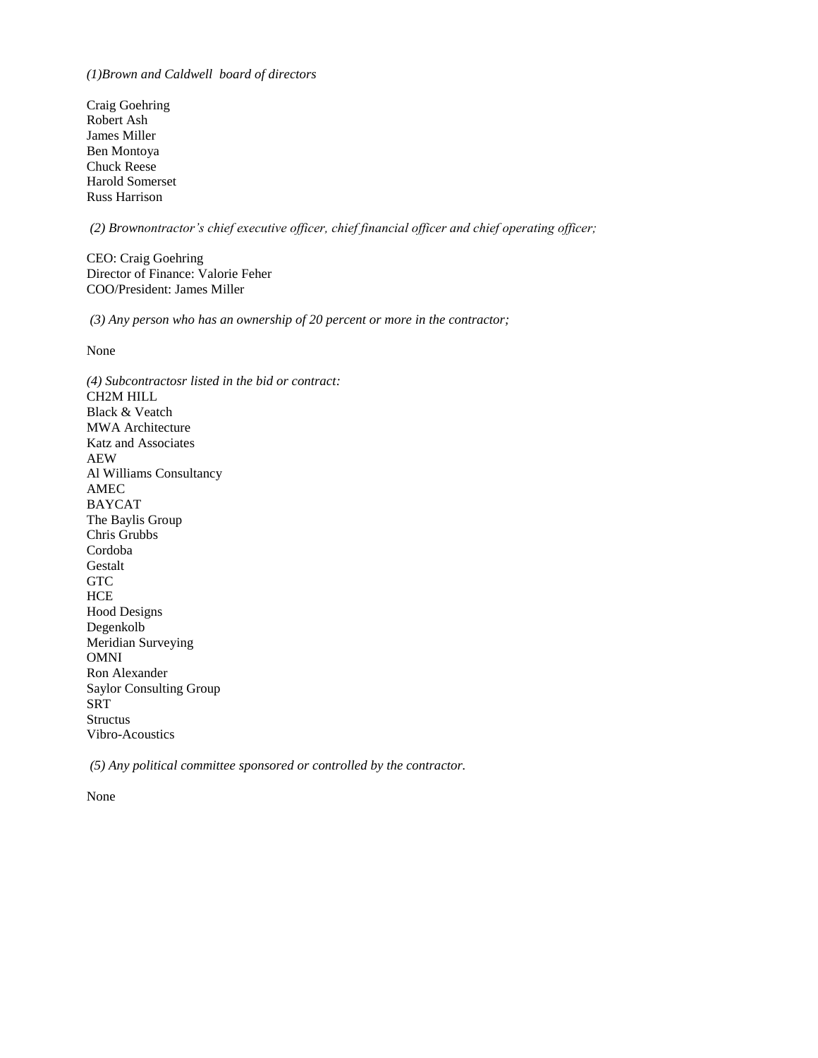*(1)Brown and Caldwell board of directors*

Craig Goehring  
Robert Ash  
James Miller  
Ben Montoya  
Chuck Reese  
Harold Somerset  
Russ Harrison

*(2) Brownontractor's chief executive officer, chief financial officer and chief operating officer;*

CEO: Craig Goehring  
Director of Finance: Valorie Feher  
COO/President: James Miller

*(3) Any person who has an ownership of 20 percent or more in the contractor;*

None

*(4) Subcontractosr listed in the bid or contract:*  
CH2M HILL  
Black & Veatch  
MWA Architecture  
Katz and Associates  
AEW  
Al Williams Consultancy  
AMEC  
BAYCAT  
The Baylis Group  
Chris Grubbs  
Cordoba  
Gestalt  
GTC  
HCE  
Hood Designs  
Degenkolb  
Meridian Surveying  
OMNI  
Ron Alexander  
Saylor Consulting Group  
SRT  
Structus  
Vibro-Acoustics

*(5) Any political committee sponsored or controlled by the contractor.*

None